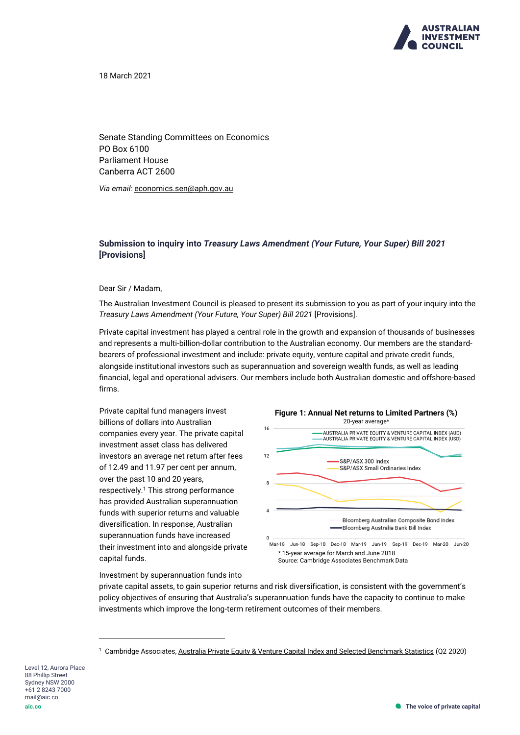18 March 2021

Senate Standing Committees on Economics
PO Box 6100
Parliament House
Canberra ACT 2600

*Via email:* economics.sen@aph.gov.au

### Submission to inquiry into *Treasury Laws Amendment (Your Future, Your Super) Bill 2021* [Provisions]

Dear Sir / Madam,

The Australian Investment Council is pleased to present its submission to you as part of your inquiry into the *Treasury Laws Amendment (Your Future, Your Super) Bill 2021* [Provisions].

Private capital investment has played a central role in the growth and expansion of thousands of businesses and represents a multi-billion-dollar contribution to the Australian economy. Our members are the standard-bearers of professional investment and include: private equity, venture capital and private credit funds, alongside institutional investors such as superannuation and sovereign wealth funds, as well as leading financial, legal and operational advisers. Our members include both Australian domestic and offshore-based firms.

Private capital fund managers invest billions of dollars into Australian companies every year. The private capital investment asset class has delivered investors an average net return after fees of 12.49 and 11.97 per cent per annum, over the past 10 and 20 years, respectively.[1] This strong performance has provided Australian superannuation funds with superior returns and valuable diversification. In response, Australian superannuation funds have increased their investment into and alongside private capital funds.

**Figure 1: Annual Net returns to Limited Partners (%)**
20-year average*

* 15-year average for March and June 2018
Source: Cambridge Associates Benchmark Data

Investment by superannuation funds into private capital assets, to gain superior returns and risk diversification, is consistent with the government's policy objectives of ensuring that Australia's superannuation funds have the capacity to continue to make investments which improve the long-term retirement outcomes of their members.

[1] Cambridge Associates, Australia Private Equity & Venture Capital Index and Selected Benchmark Statistics (Q2 2020)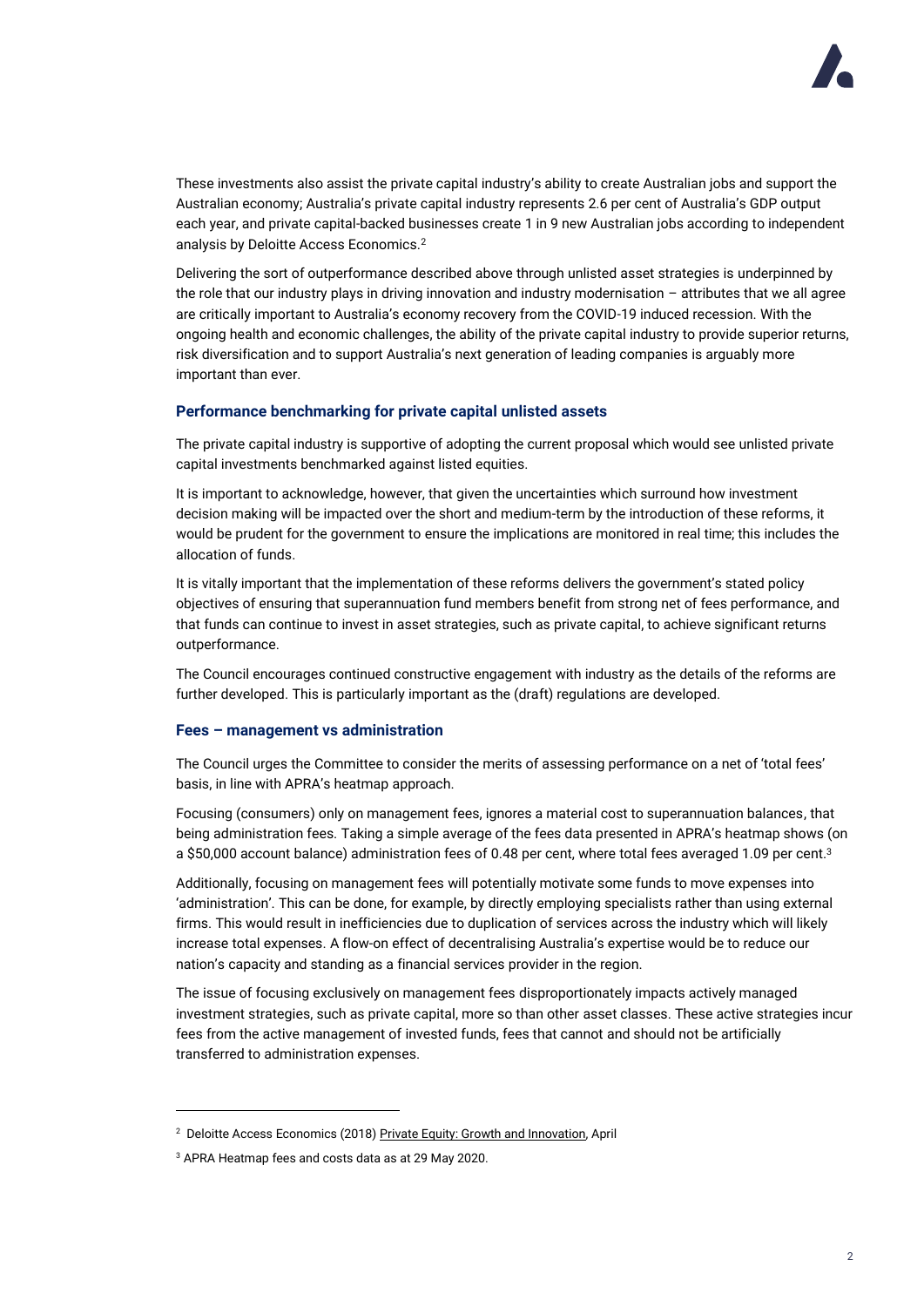These investments also assist the private capital industry's ability to create Australian jobs and support the Australian economy; Australia's private capital industry represents 2.6 per cent of Australia's GDP output each year, and private capital-backed businesses create 1 in 9 new Australian jobs according to independent analysis by Deloitte Access Economics.[2]

Delivering the sort of outperformance described above through unlisted asset strategies is underpinned by the role that our industry plays in driving innovation and industry modernisation – attributes that we all agree are critically important to Australia's economy recovery from the COVID-19 induced recession. With the ongoing health and economic challenges, the ability of the private capital industry to provide superior returns, risk diversification and to support Australia's next generation of leading companies is arguably more important than ever.

### Performance benchmarking for private capital unlisted assets

The private capital industry is supportive of adopting the current proposal which would see unlisted private capital investments benchmarked against listed equities.

It is important to acknowledge, however, that given the uncertainties which surround how investment decision making will be impacted over the short and medium-term by the introduction of these reforms, it would be prudent for the government to ensure the implications are monitored in real time; this includes the allocation of funds.

It is vitally important that the implementation of these reforms delivers the government's stated policy objectives of ensuring that superannuation fund members benefit from strong net of fees performance, and that funds can continue to invest in asset strategies, such as private capital, to achieve significant returns outperformance.

The Council encourages continued constructive engagement with industry as the details of the reforms are further developed. This is particularly important as the (draft) regulations are developed.

### Fees – management vs administration

The Council urges the Committee to consider the merits of assessing performance on a net of 'total fees' basis, in line with APRA's heatmap approach.

Focusing (consumers) only on management fees, ignores a material cost to superannuation balances, that being administration fees. Taking a simple average of the fees data presented in APRA's heatmap shows (on a $50,000 account balance) administration fees of 0.48 per cent, where total fees averaged 1.09 per cent.[3]

Additionally, focusing on management fees will potentially motivate some funds to move expenses into 'administration'. This can be done, for example, by directly employing specialists rather than using external firms. This would result in inefficiencies due to duplication of services across the industry which will likely increase total expenses. A flow-on effect of decentralising Australia's expertise would be to reduce our nation's capacity and standing as a financial services provider in the region.

The issue of focusing exclusively on management fees disproportionately impacts actively managed investment strategies, such as private capital, more so than other asset classes. These active strategies incur fees from the active management of invested funds, fees that cannot and should not be artificially transferred to administration expenses.

---

[2] Deloitte Access Economics (2018) Private Equity: Growth and Innovation, April

[3] APRA Heatmap fees and costs data as at 29 May 2020.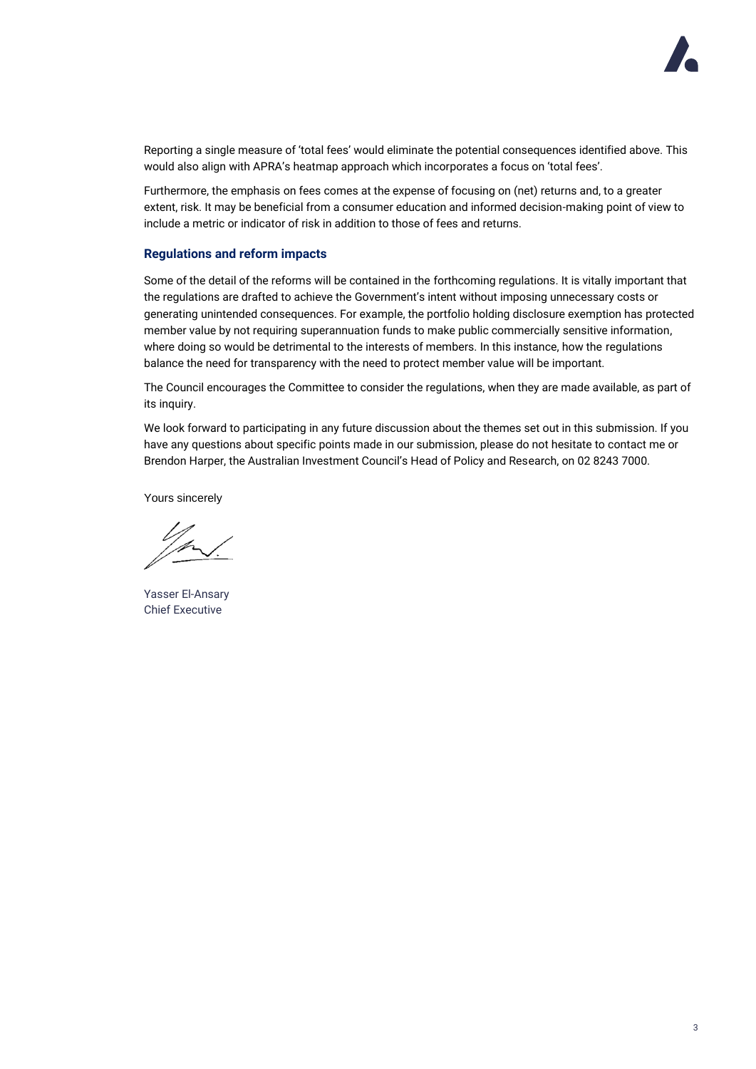Reporting a single measure of 'total fees' would eliminate the potential consequences identified above. This would also align with APRA's heatmap approach which incorporates a focus on 'total fees'.

Furthermore, the emphasis on fees comes at the expense of focusing on (net) returns and, to a greater extent, risk. It may be beneficial from a consumer education and informed decision-making point of view to include a metric or indicator of risk in addition to those of fees and returns.

### Regulations and reform impacts

Some of the detail of the reforms will be contained in the forthcoming regulations. It is vitally important that the regulations are drafted to achieve the Government's intent without imposing unnecessary costs or generating unintended consequences. For example, the portfolio holding disclosure exemption has protected member value by not requiring superannuation funds to make public commercially sensitive information, where doing so would be detrimental to the interests of members. In this instance, how the regulations balance the need for transparency with the need to protect member value will be important.

The Council encourages the Committee to consider the regulations, when they are made available, as part of its inquiry.

We look forward to participating in any future discussion about the themes set out in this submission. If you have any questions about specific points made in our submission, please do not hesitate to contact me or Brendon Harper, the Australian Investment Council's Head of Policy and Research, on 02 8243 7000.

Yours sincerely

Yasser El-Ansary
Chief Executive